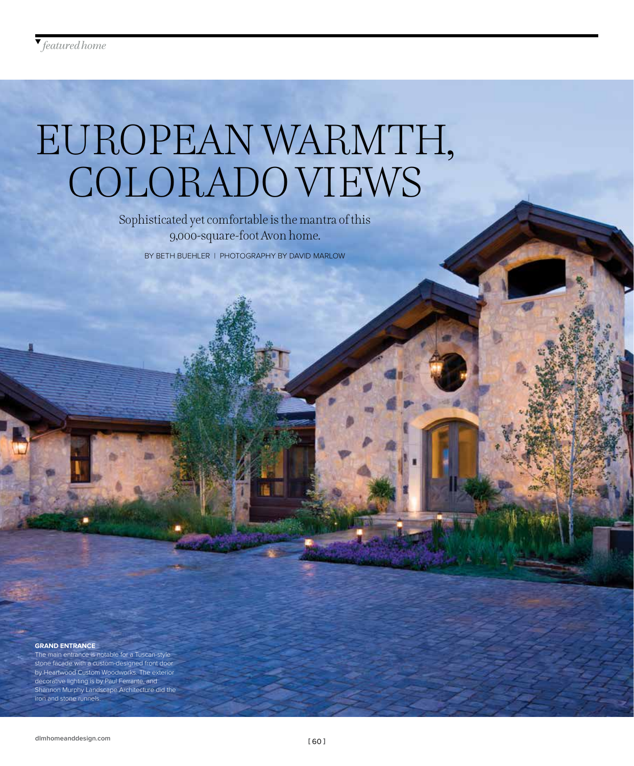*featured home*

# EUROPEAN WARMTH, COLORADO VIEWS

Sophisticated yet comfortable is the mantra of this 9,000-square-foot Avon home.

BY BETH BUEHLER | PHOTOGRAPHY BY DAVID MARLOW

**GRAND ENTRANCE**
The main entrance is notable for a Tuscan-style stone facade with a custom-designed front door by Heartwood Custom Woodworks. The exterior decorative lighting is by Paul Ferrante, and Shannon Murphy Landscape Architecture did the iron and stone runnels.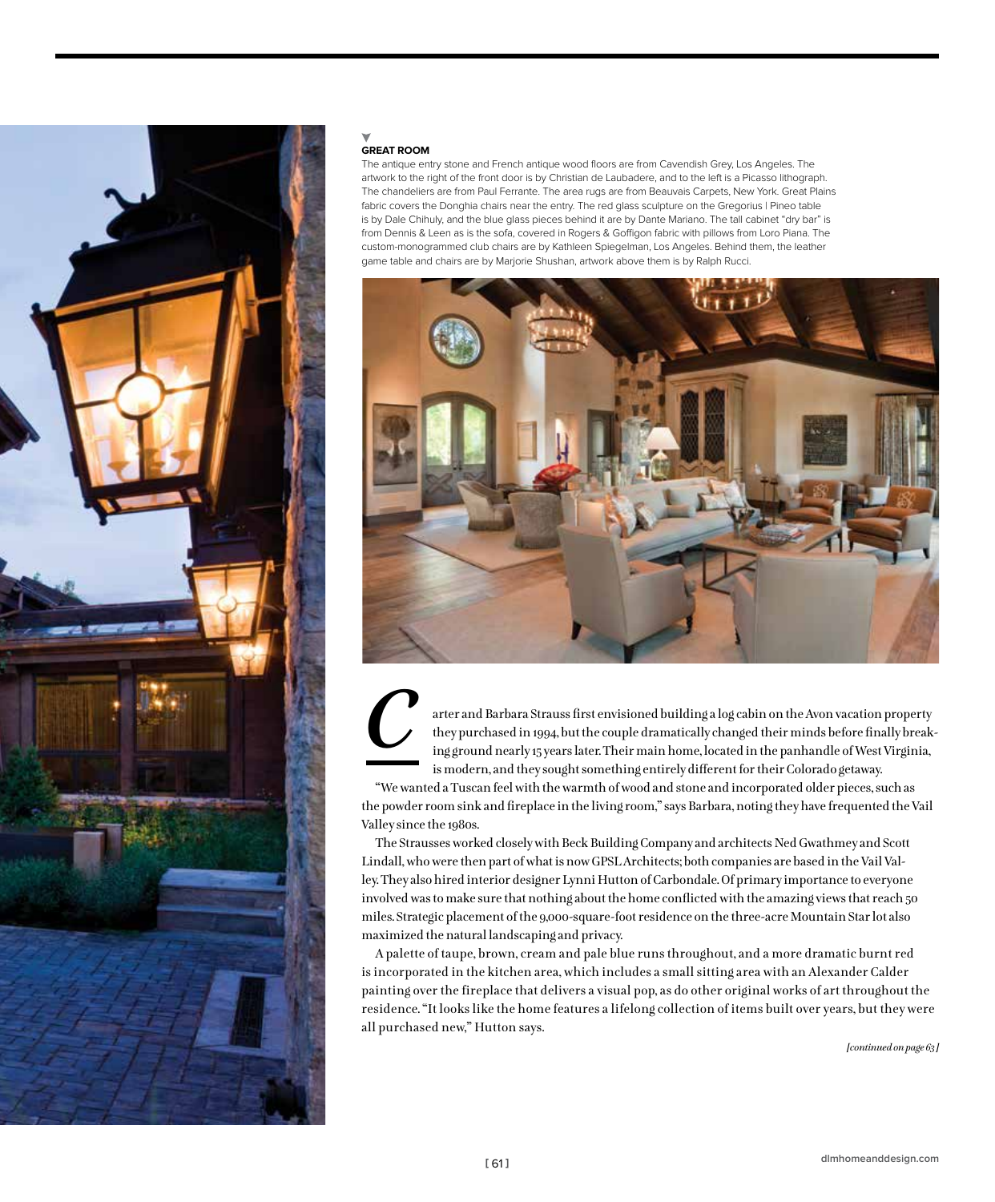**GREAT ROOM**

The antique entry stone and French antique wood floors are from Cavendish Grey, Los Angeles. The artwork to the right of the front door is by Christian de Laubadere, and to the left is a Picasso lithograph. The chandeliers are from Paul Ferrante. The area rugs are from Beauvais Carpets, New York. Great Plains fabric covers the Donghia chairs near the entry. The red glass sculpture on the Gregorius | Pineo table is by Dale Chihuly, and the blue glass pieces behind it are by Dante Mariano. The tall cabinet "dry bar" is from Dennis & Leen as is the sofa, covered in Rogers & Goffigon fabric with pillows from Loro Piana. The custom-monogrammed club chairs are by Kathleen Spiegelman, Los Angeles. Behind them, the leather game table and chairs are by Marjorie Shushan, artwork above them is by Ralph Rucci.

Carter and Barbara Strauss first envisioned building a log cabin on the Avon vacation property they purchased in 1994, but the couple dramatically changed their minds before finally breaking ground nearly 15 years later. Their main home, located in the panhandle of West Virginia, is modern, and they sought something entirely different for their Colorado getaway.

"We wanted a Tuscan feel with the warmth of wood and stone and incorporated older pieces, such as the powder room sink and fireplace in the living room," says Barbara, noting they have frequented the Vail Valley since the 1980s.

The Strausses worked closely with Beck Building Company and architects Ned Gwathmey and Scott Lindall, who were then part of what is now GPSL Architects; both companies are based in the Vail Valley. They also hired interior designer Lynni Hutton of Carbondale. Of primary importance to everyone involved was to make sure that nothing about the home conflicted with the amazing views that reach 50 miles. Strategic placement of the 9,000-square-foot residence on the three-acre Mountain Star lot also maximized the natural landscaping and privacy.

A palette of taupe, brown, cream and pale blue runs throughout, and a more dramatic burnt red is incorporated in the kitchen area, which includes a small sitting area with an Alexander Calder painting over the fireplace that delivers a visual pop, as do other original works of art throughout the residence. "It looks like the home features a lifelong collection of items built over years, but they were all purchased new," Hutton says.

*[continued on page 63]*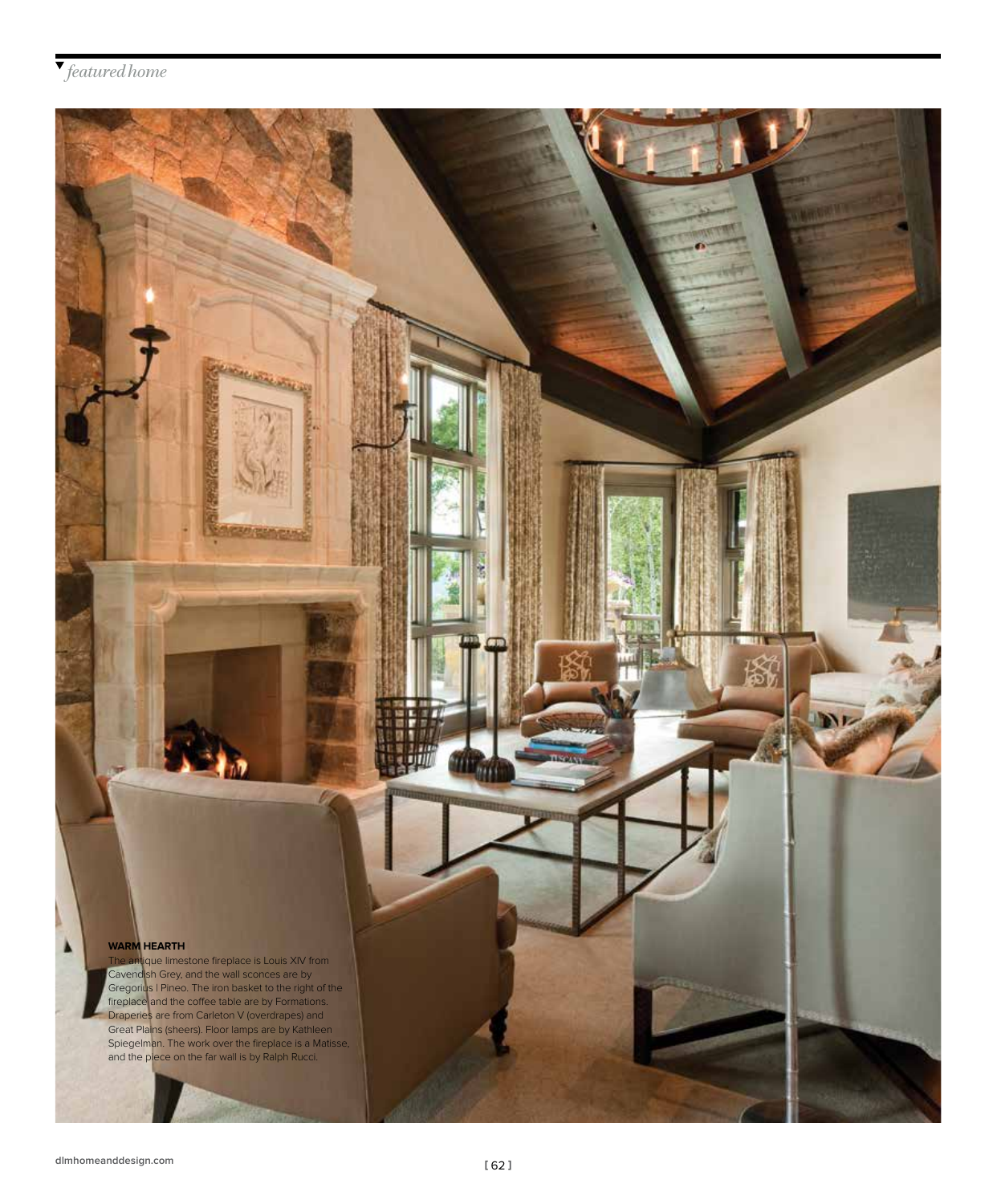**WARM HEARTH**

The antique limestone fireplace is Louis XIV from Cavendish Grey, and the wall sconces are by Gregorius | Pineo. The iron basket to the right of the fireplace and the coffee table are by Formations. Draperies are from Carleton V (overdrapes) and Great Plains (sheers). Floor lamps are by Kathleen Spiegelman. The work over the fireplace is a Matisse, and the piece on the far wall is by Ralph Rucci.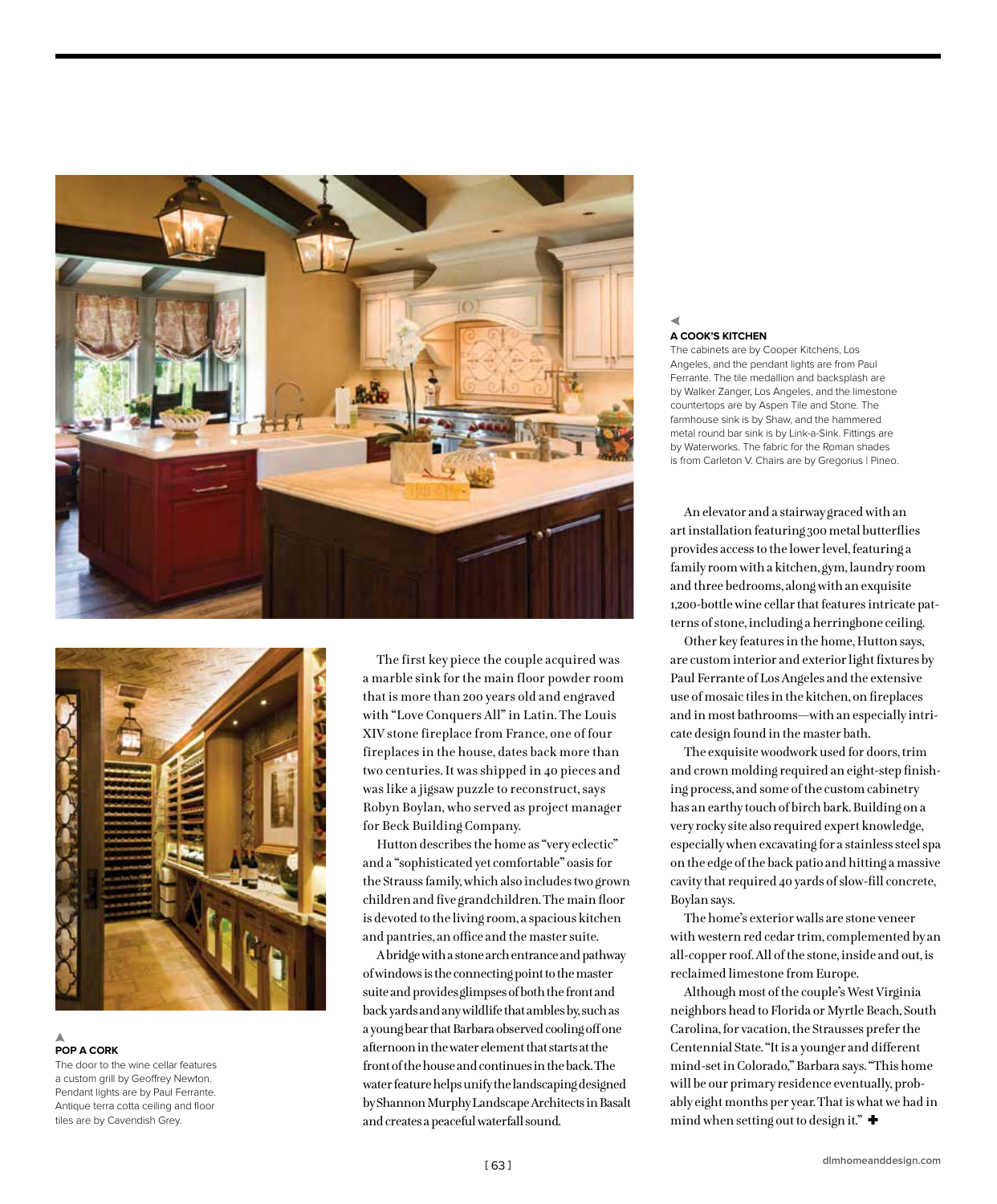**A COOK'S KITCHEN**

The cabinets are by Cooper Kitchens, Los Angeles, and the pendant lights are from Paul Ferrante. The tile medallion and backsplash are by Walker Zanger, Los Angeles, and the limestone countertops are by Aspen Tile and Stone. The farmhouse sink is by Shaw, and the hammered metal round bar sink is by Link-a-Sink. Fittings are by Waterworks. The fabric for the Roman shades is from Carleton V. Chairs are by Gregorius | Pineo.

**POP A CORK**

The door to the wine cellar features a custom grill by Geoffrey Newton. Pendant lights are by Paul Ferrante. Antique terra cotta ceiling and floor tiles are by Cavendish Grey.

The first key piece the couple acquired was a marble sink for the main floor powder room that is more than 200 years old and engraved with "Love Conquers All" in Latin. The Louis XIV stone fireplace from France, one of four fireplaces in the house, dates back more than two centuries. It was shipped in 40 pieces and was like a jigsaw puzzle to reconstruct, says Robyn Boylan, who served as project manager for Beck Building Company.

Hutton describes the home as "very eclectic" and a "sophisticated yet comfortable" oasis for the Strauss family, which also includes two grown children and five grandchildren. The main floor is devoted to the living room, a spacious kitchen and pantries, an office and the master suite.

A bridge with a stone arch entrance and pathway of windows is the connecting point to the master suite and provides glimpses of both the front and back yards and any wildlife that ambles by, such as a young bear that Barbara observed cooling off one afternoon in the water element that starts at the front of the house and continues in the back. The water feature helps unify the landscaping designed by Shannon Murphy Landscape Architects in Basalt and creates a peaceful waterfall sound.

An elevator and a stairway graced with an art installation featuring 300 metal butterflies provides access to the lower level, featuring a family room with a kitchen, gym, laundry room and three bedrooms, along with an exquisite 1,200-bottle wine cellar that features intricate patterns of stone, including a herringbone ceiling.

Other key features in the home, Hutton says, are custom interior and exterior light fixtures by Paul Ferrante of Los Angeles and the extensive use of mosaic tiles in the kitchen, on fireplaces and in most bathrooms—with an especially intricate design found in the master bath.

The exquisite woodwork used for doors, trim and crown molding required an eight-step finishing process, and some of the custom cabinetry has an earthy touch of birch bark. Building on a very rocky site also required expert knowledge, especially when excavating for a stainless steel spa on the edge of the back patio and hitting a massive cavity that required 40 yards of slow-fill concrete, Boylan says.

The home's exterior walls are stone veneer with western red cedar trim, complemented by an all-copper roof. All of the stone, inside and out, is reclaimed limestone from Europe.

Although most of the couple's West Virginia neighbors head to Florida or Myrtle Beach, South Carolina, for vacation, the Strausses prefer the Centennial State. "It is a younger and different mind-set in Colorado," Barbara says. "This home will be our primary residence eventually, probably eight months per year. That is what we had in mind when setting out to design it." ✚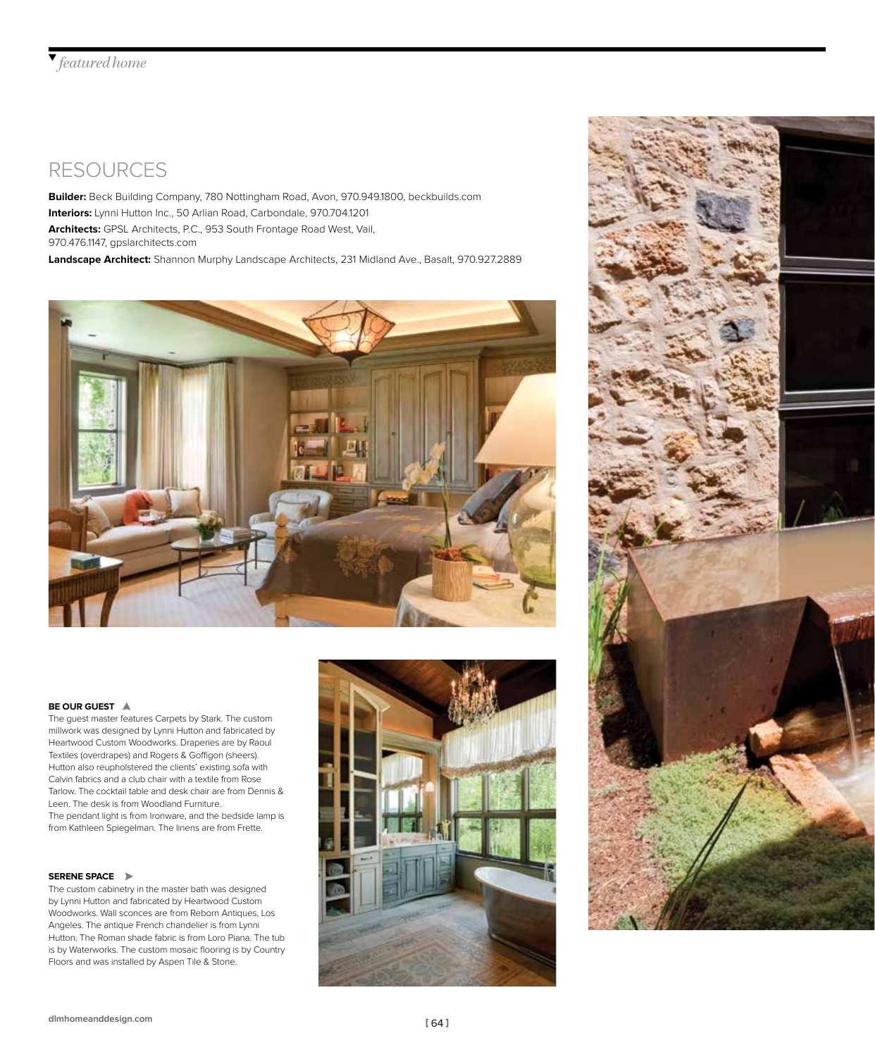## RESOURCES

**Builder:** Beck Building Company, 780 Nottingham Road, Avon, 970.949.1800, beckbuilds.com
**Interiors:** Lynni Hutton Inc., 50 Arlian Road, Carbondale, 970.704.1201
**Architects:** GPSL Architects, P.C., 953 South Frontage Road West, Vail, 970.476.1147, gpslarchitects.com
**Landscape Architect:** Shannon Murphy Landscape Architects, 231 Midland Ave., Basalt, 970.927.2889

**BE OUR GUEST ▲**
The guest master features Carpets by Stark. The custom millwork was designed by Lynni Hutton and fabricated by Heartwood Custom Woodworks. Draperies are by Raoul Textiles (overdrapes) and Rogers & Goffigon (sheers). Hutton also reupholstered the clients' existing sofa with Calvin fabrics and a club chair with a textile from Rose Tarlow. The cocktail table and desk chair are from Dennis & Leen. The desk is from Woodland Furniture.
The pendant light is from Ironware, and the bedside lamp is from Kathleen Spiegelman. The linens are from Frette.

**SERENE SPACE ▶**
The custom cabinetry in the master bath was designed by Lynni Hutton and fabricated by Heartwood Custom Woodworks. Wall sconces are from Reborn Antiques, Los Angeles. The antique French chandelier is from Lynni Hutton. The Roman shade fabric is from Loro Piana. The tub is by Waterworks. The custom mosaic flooring is by Country Floors and was installed by Aspen Tile & Stone.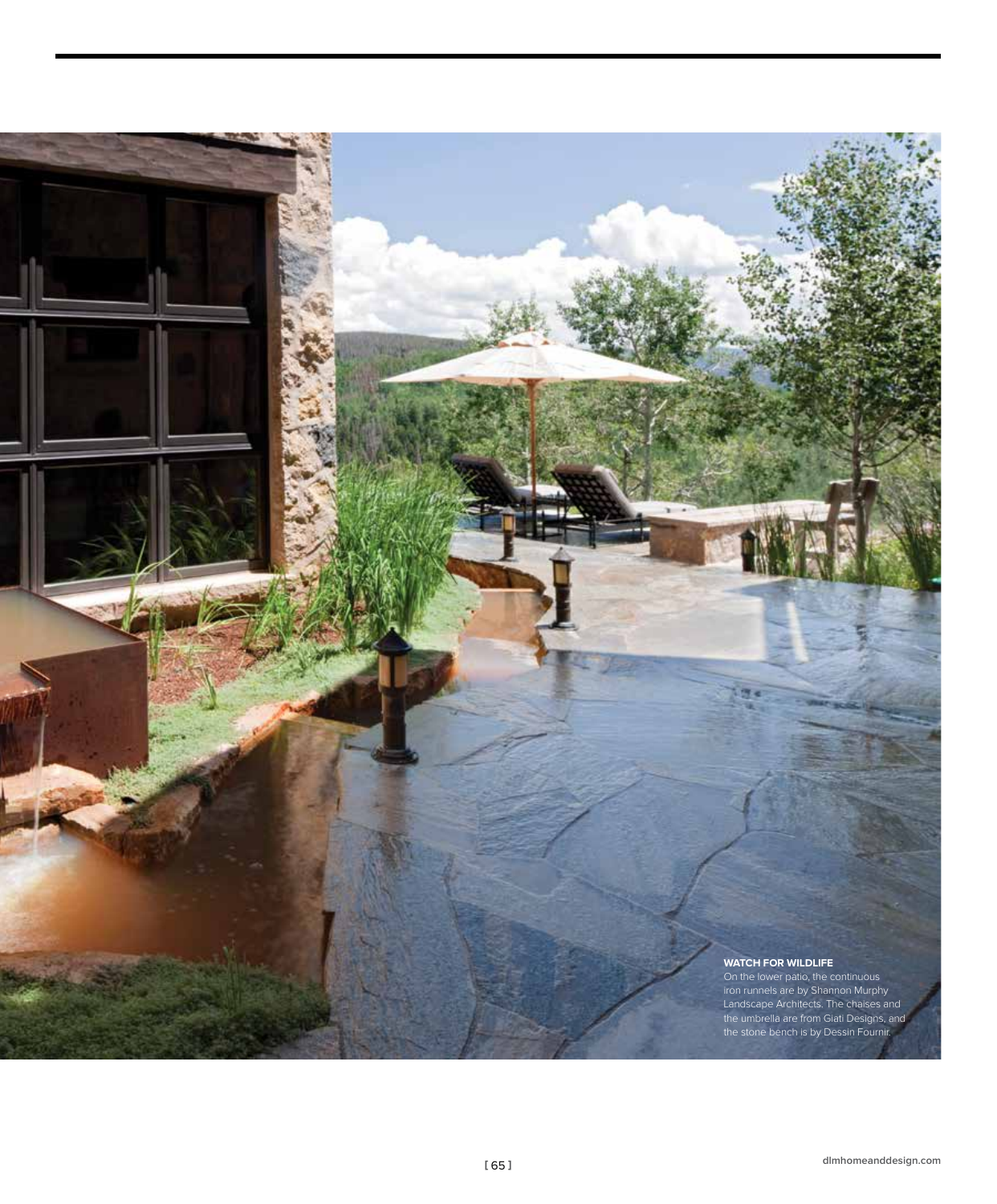**WATCH FOR WILDLIFE**

On the lower patio, the continuous iron runnels are by Shannon Murphy Landscape Architects. The chaises and the umbrella are from Giati Designs, and the stone bench is by Dessin Fournir.